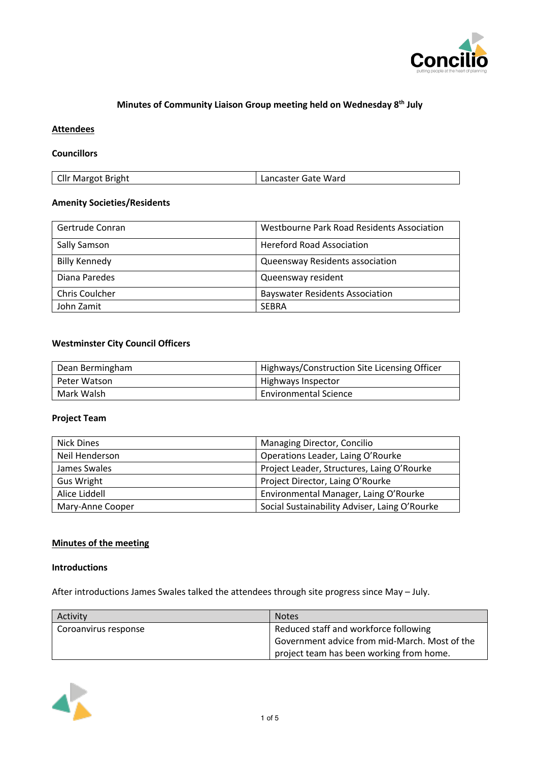# Minutes of Community Liaison Group meeting held on Wednesday 8th July

## Attendees

### Councillors

| | |
|---|---|
| Cllr Margot Bright | Lancaster Gate Ward |

### Amenity Societies/Residents

| | |
|---|---|
| Gertrude Conran | Westbourne Park Road Residents Association |
| Sally Samson | Hereford Road Association |
| Billy Kennedy | Queensway Residents association |
| Diana Paredes | Queensway resident |
| Chris Coulcher | Bayswater Residents Association |
| John Zamit | SEBRA |

### Westminster City Council Officers

| | |
|---|---|
| Dean Bermingham | Highways/Construction Site Licensing Officer |
| Peter Watson | Highways Inspector |
| Mark Walsh | Environmental Science |

### Project Team

| | |
|---|---|
| Nick Dines | Managing Director, Concilio |
| Neil Henderson | Operations Leader, Laing O'Rourke |
| James Swales | Project Leader, Structures, Laing O'Rourke |
| Gus Wright | Project Director, Laing O'Rourke |
| Alice Liddell | Environmental Manager, Laing O'Rourke |
| Mary-Anne Cooper | Social Sustainability Adviser, Laing O'Rourke |

## Minutes of the meeting

### Introductions

After introductions James Swales talked the attendees through site progress since May – July.

| Activity | Notes |
|---|---|
| Coroanvirus response | Reduced staff and workforce following Government advice from mid-March. Most of the project team has been working from home. |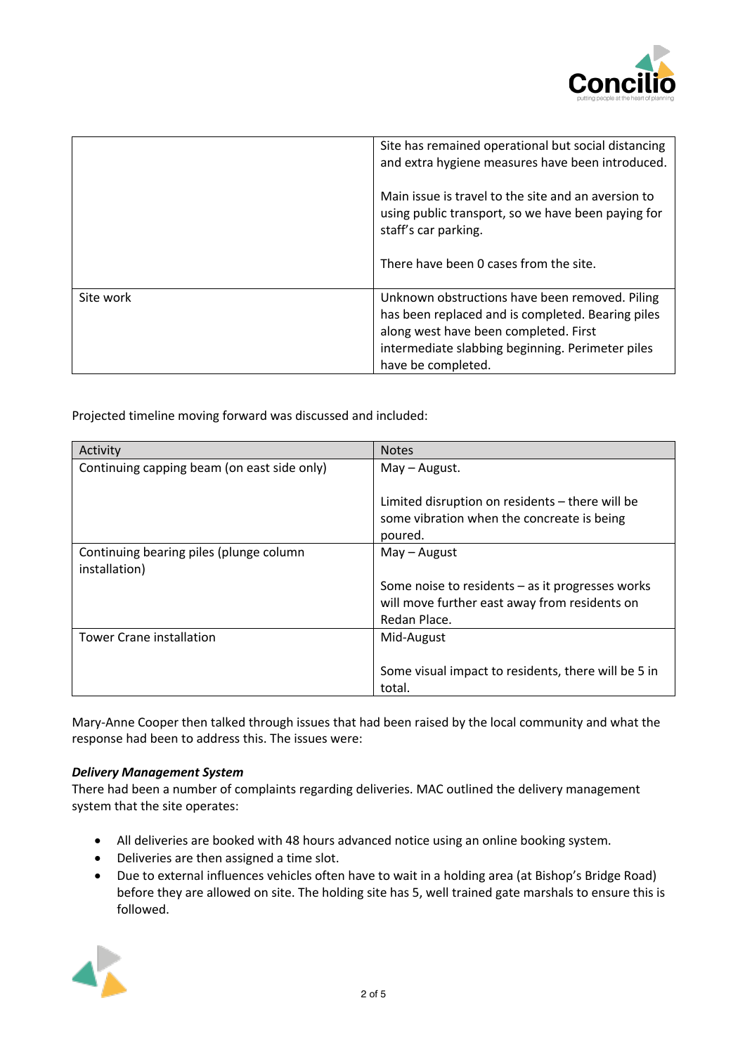| | |
|---|---|
| | Site has remained operational but social distancing and extra hygiene measures have been introduced.<br><br>Main issue is travel to the site and an aversion to using public transport, so we have been paying for staff's car parking.<br><br>There have been 0 cases from the site. |
| Site work | Unknown obstructions have been removed. Piling has been replaced and is completed. Bearing piles along west have been completed. First intermediate slabbing beginning. Perimeter piles have be completed. |

Projected timeline moving forward was discussed and included:

| Activity | Notes |
|---|---|
| Continuing capping beam (on east side only) | May – August.<br><br>Limited disruption on residents – there will be some vibration when the concreate is being poured. |
| Continuing bearing piles (plunge column installation) | May – August<br><br>Some noise to residents – as it progresses works will move further east away from residents on Redan Place. |
| Tower Crane installation | Mid-August<br><br>Some visual impact to residents, there will be 5 in total. |

Mary-Anne Cooper then talked through issues that had been raised by the local community and what the response had been to address this. The issues were:

***Delivery Management System***

There had been a number of complaints regarding deliveries. MAC outlined the delivery management system that the site operates:

- All deliveries are booked with 48 hours advanced notice using an online booking system.
- Deliveries are then assigned a time slot.
- Due to external influences vehicles often have to wait in a holding area (at Bishop's Bridge Road) before they are allowed on site. The holding site has 5, well trained gate marshals to ensure this is followed.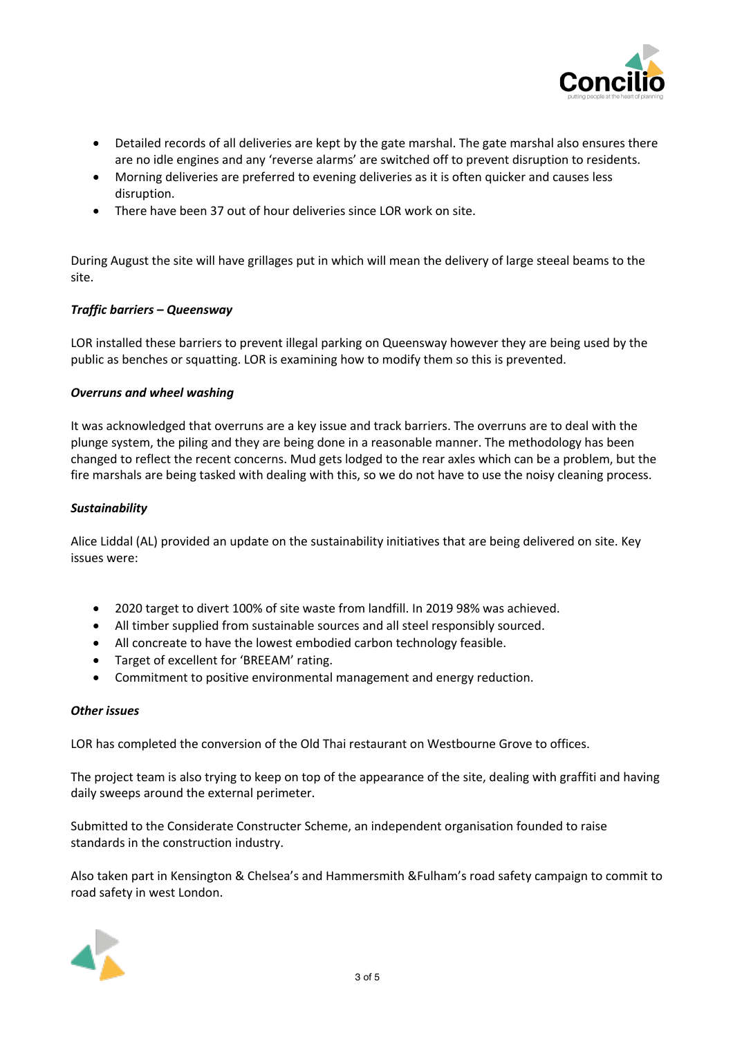- Detailed records of all deliveries are kept by the gate marshal. The gate marshal also ensures there are no idle engines and any 'reverse alarms' are switched off to prevent disruption to residents.
- Morning deliveries are preferred to evening deliveries as it is often quicker and causes less disruption.
- There have been 37 out of hour deliveries since LOR work on site.

During August the site will have grillages put in which will mean the delivery of large steeal beams to the site.

***Traffic barriers – Queensway***

LOR installed these barriers to prevent illegal parking on Queensway however they are being used by the public as benches or squatting. LOR is examining how to modify them so this is prevented.

***Overruns and wheel washing***

It was acknowledged that overruns are a key issue and track barriers. The overruns are to deal with the plunge system, the piling and they are being done in a reasonable manner. The methodology has been changed to reflect the recent concerns. Mud gets lodged to the rear axles which can be a problem, but the fire marshals are being tasked with dealing with this, so we do not have to use the noisy cleaning process.

***Sustainability***

Alice Liddal (AL) provided an update on the sustainability initiatives that are being delivered on site. Key issues were:

- 2020 target to divert 100% of site waste from landfill. In 2019 98% was achieved.
- All timber supplied from sustainable sources and all steel responsibly sourced.
- All concreate to have the lowest embodied carbon technology feasible.
- Target of excellent for 'BREEAM' rating.
- Commitment to positive environmental management and energy reduction.

***Other issues***

LOR has completed the conversion of the Old Thai restaurant on Westbourne Grove to offices.

The project team is also trying to keep on top of the appearance of the site, dealing with graffiti and having daily sweeps around the external perimeter.

Submitted to the Considerate Constructer Scheme, an independent organisation founded to raise standards in the construction industry.

Also taken part in Kensington & Chelsea's and Hammersmith &Fulham's road safety campaign to commit to road safety in west London.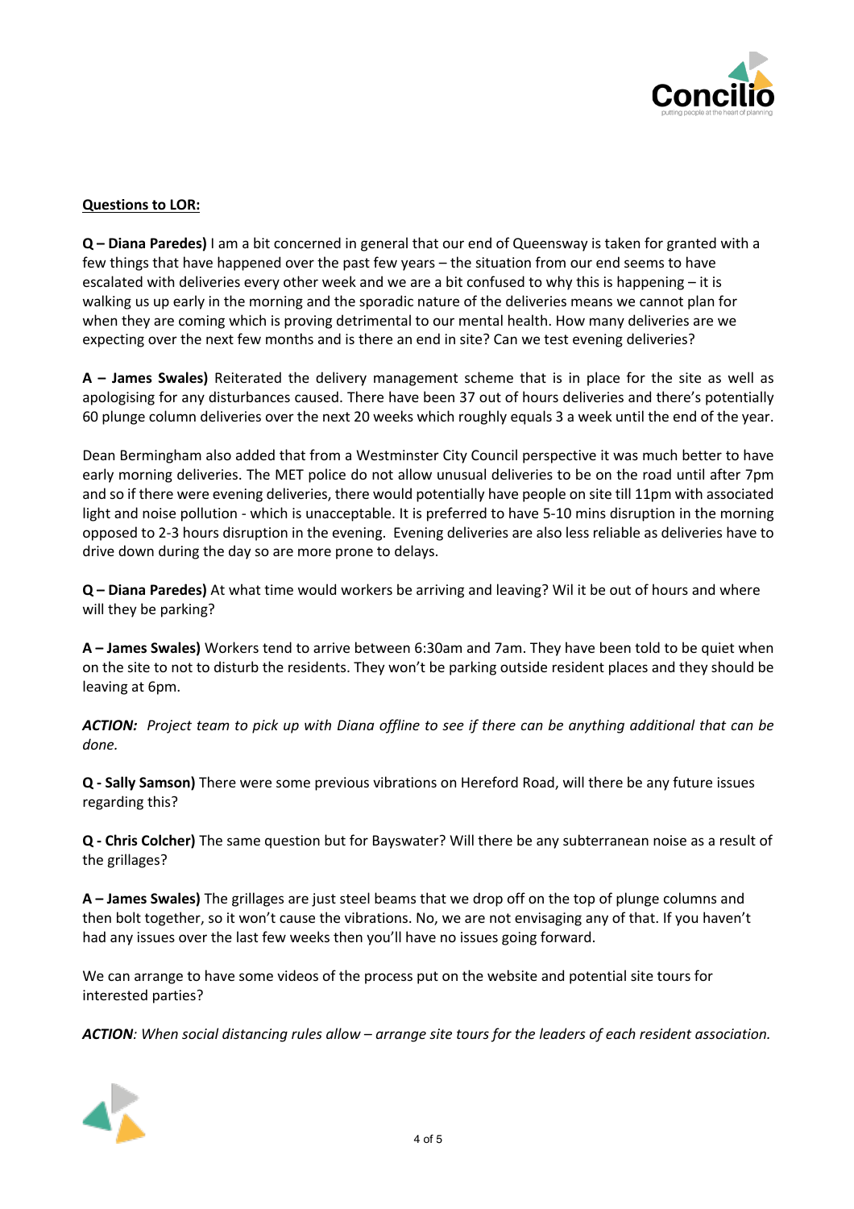**Questions to LOR:**

**Q – Diana Paredes)** I am a bit concerned in general that our end of Queensway is taken for granted with a few things that have happened over the past few years – the situation from our end seems to have escalated with deliveries every other week and we are a bit confused to why this is happening – it is walking us up early in the morning and the sporadic nature of the deliveries means we cannot plan for when they are coming which is proving detrimental to our mental health. How many deliveries are we expecting over the next few months and is there an end in site? Can we test evening deliveries?

**A – James Swales)** Reiterated the delivery management scheme that is in place for the site as well as apologising for any disturbances caused. There have been 37 out of hours deliveries and there's potentially 60 plunge column deliveries over the next 20 weeks which roughly equals 3 a week until the end of the year.

Dean Bermingham also added that from a Westminster City Council perspective it was much better to have early morning deliveries. The MET police do not allow unusual deliveries to be on the road until after 7pm and so if there were evening deliveries, there would potentially have people on site till 11pm with associated light and noise pollution - which is unacceptable. It is preferred to have 5-10 mins disruption in the morning opposed to 2-3 hours disruption in the evening. Evening deliveries are also less reliable as deliveries have to drive down during the day so are more prone to delays.

**Q – Diana Paredes)** At what time would workers be arriving and leaving? Wil it be out of hours and where will they be parking?

**A – James Swales)** Workers tend to arrive between 6:30am and 7am. They have been told to be quiet when on the site to not to disturb the residents. They won't be parking outside resident places and they should be leaving at 6pm.

***ACTION:*** *Project team to pick up with Diana offline to see if there can be anything additional that can be done.*

**Q - Sally Samson)** There were some previous vibrations on Hereford Road, will there be any future issues regarding this?

**Q - Chris Colcher)** The same question but for Bayswater? Will there be any subterranean noise as a result of the grillages?

**A – James Swales)** The grillages are just steel beams that we drop off on the top of plunge columns and then bolt together, so it won't cause the vibrations. No, we are not envisaging any of that. If you haven't had any issues over the last few weeks then you'll have no issues going forward.

We can arrange to have some videos of the process put on the website and potential site tours for interested parties?

***ACTION****: When social distancing rules allow – arrange site tours for the leaders of each resident association.*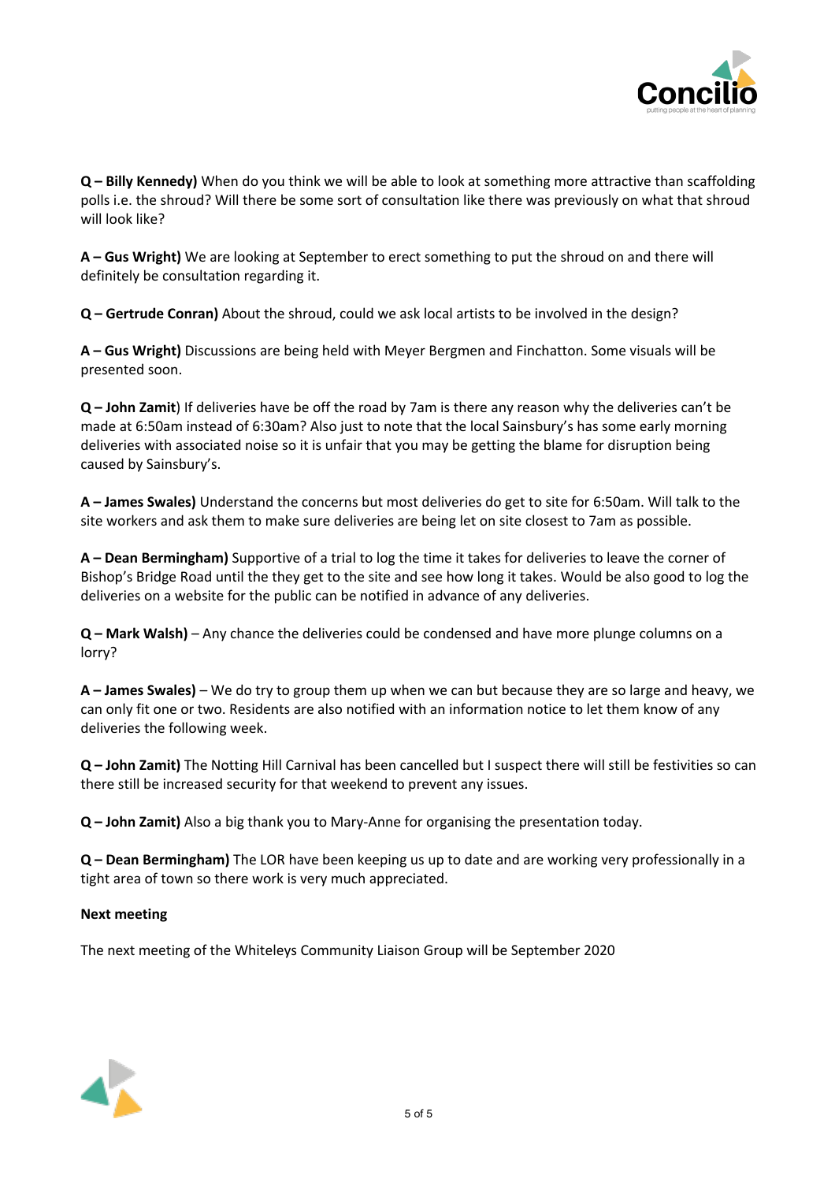**Q – Billy Kennedy)** When do you think we will be able to look at something more attractive than scaffolding polls i.e. the shroud? Will there be some sort of consultation like there was previously on what that shroud will look like?

**A – Gus Wright)** We are looking at September to erect something to put the shroud on and there will definitely be consultation regarding it.

**Q – Gertrude Conran)** About the shroud, could we ask local artists to be involved in the design?

**A – Gus Wright)** Discussions are being held with Meyer Bergmen and Finchatton. Some visuals will be presented soon.

**Q – John Zamit**) If deliveries have be off the road by 7am is there any reason why the deliveries can't be made at 6:50am instead of 6:30am? Also just to note that the local Sainsbury's has some early morning deliveries with associated noise so it is unfair that you may be getting the blame for disruption being caused by Sainsbury's.

**A – James Swales)** Understand the concerns but most deliveries do get to site for 6:50am. Will talk to the site workers and ask them to make sure deliveries are being let on site closest to 7am as possible.

**A – Dean Bermingham)** Supportive of a trial to log the time it takes for deliveries to leave the corner of Bishop's Bridge Road until the they get to the site and see how long it takes. Would be also good to log the deliveries on a website for the public can be notified in advance of any deliveries.

**Q – Mark Walsh)** – Any chance the deliveries could be condensed and have more plunge columns on a lorry?

**A – James Swales)** – We do try to group them up when we can but because they are so large and heavy, we can only fit one or two. Residents are also notified with an information notice to let them know of any deliveries the following week.

**Q – John Zamit)** The Notting Hill Carnival has been cancelled but I suspect there will still be festivities so can there still be increased security for that weekend to prevent any issues.

**Q – John Zamit)** Also a big thank you to Mary-Anne for organising the presentation today.

**Q – Dean Bermingham)** The LOR have been keeping us up to date and are working very professionally in a tight area of town so there work is very much appreciated.

**Next meeting**

The next meeting of the Whiteleys Community Liaison Group will be September 2020